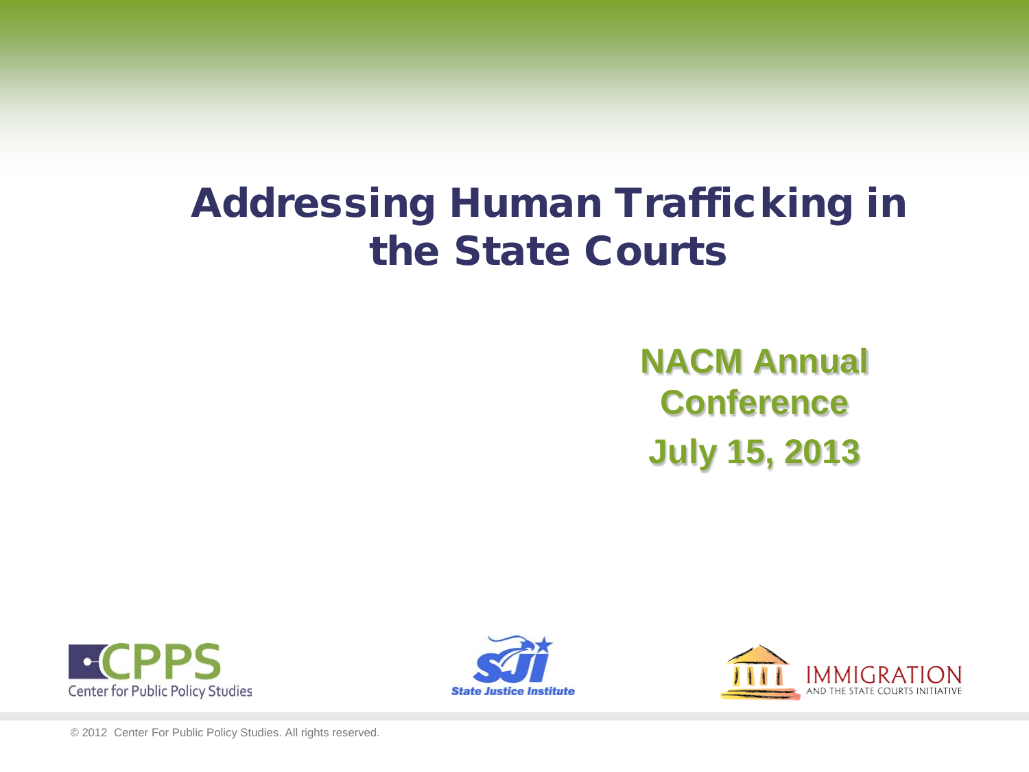# Addressing Human Trafficking in the State Courts

**NACM Annual Conference**

**July 15, 2013**

CPPS Center for Public Policy Studies

SJI State Justice Institute

IMMIGRATION AND THE STATE COURTS INITIATIVE

© 2012 Center For Public Policy Studies. All rights reserved.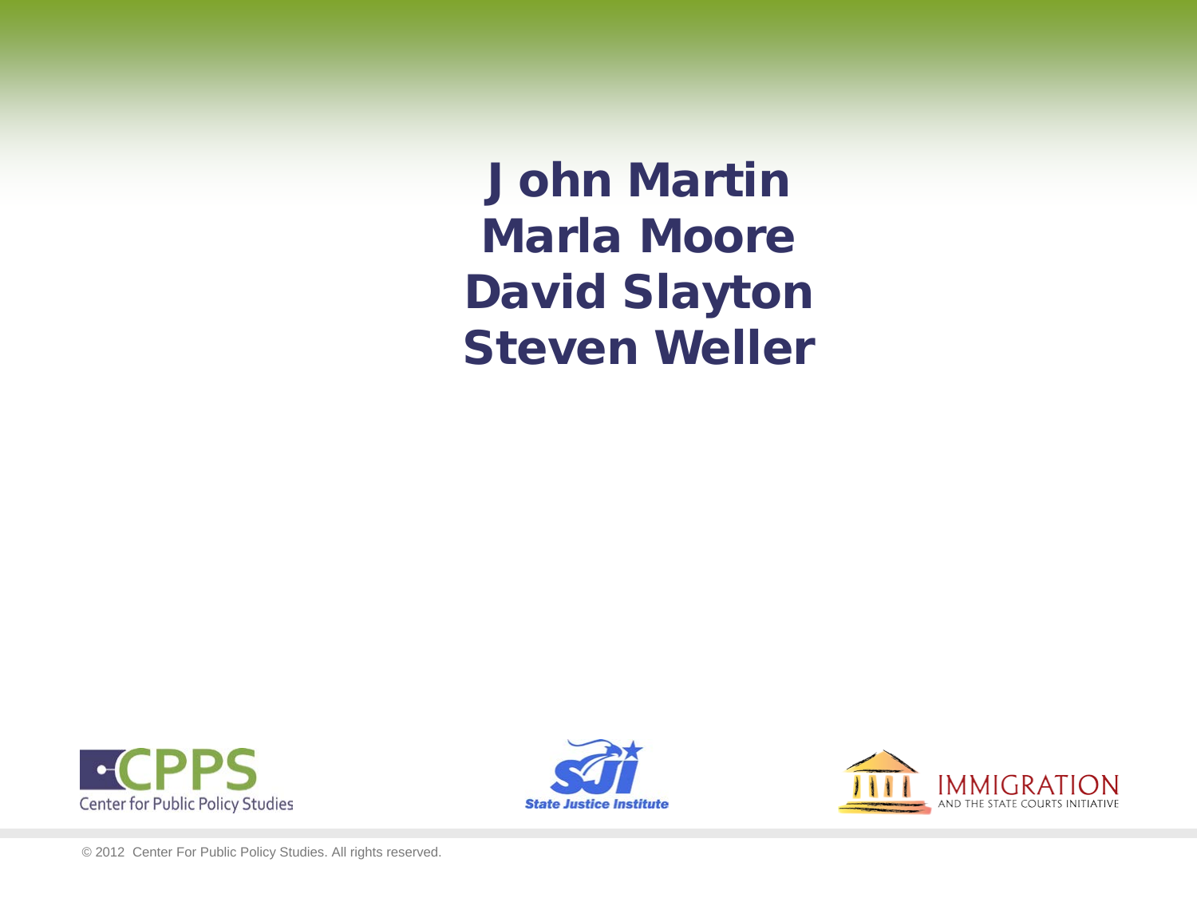**John Martin**
**Marla Moore**
**David Slayton**
**Steven Weller**

CPPS Center for Public Policy Studies

SJI State Justice Institute

IMMIGRATION AND THE STATE COURTS INITIATIVE

© 2012 Center For Public Policy Studies. All rights reserved.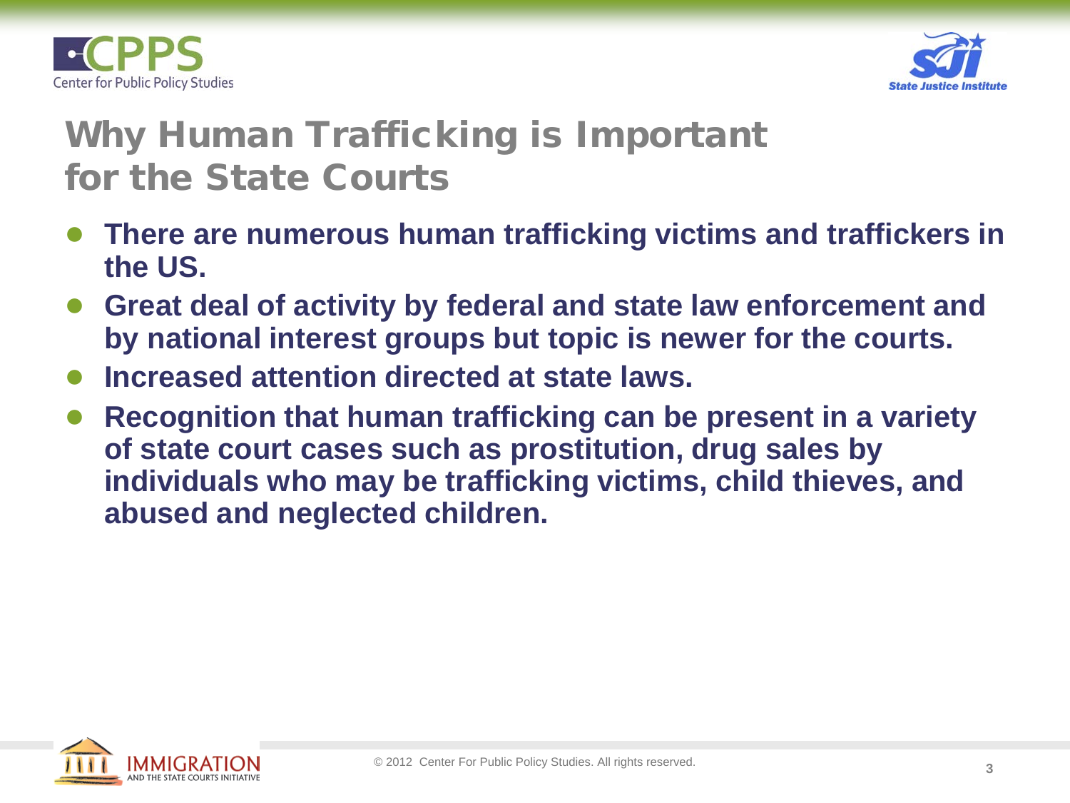# Why Human Trafficking is Important for the State Courts

- **There are numerous human trafficking victims and traffickers in the US.**
- **Great deal of activity by federal and state law enforcement and by national interest groups but topic is newer for the courts.**
- **Increased attention directed at state laws.**
- **Recognition that human trafficking can be present in a variety of state court cases such as prostitution, drug sales by individuals who may be trafficking victims, child thieves, and abused and neglected children.**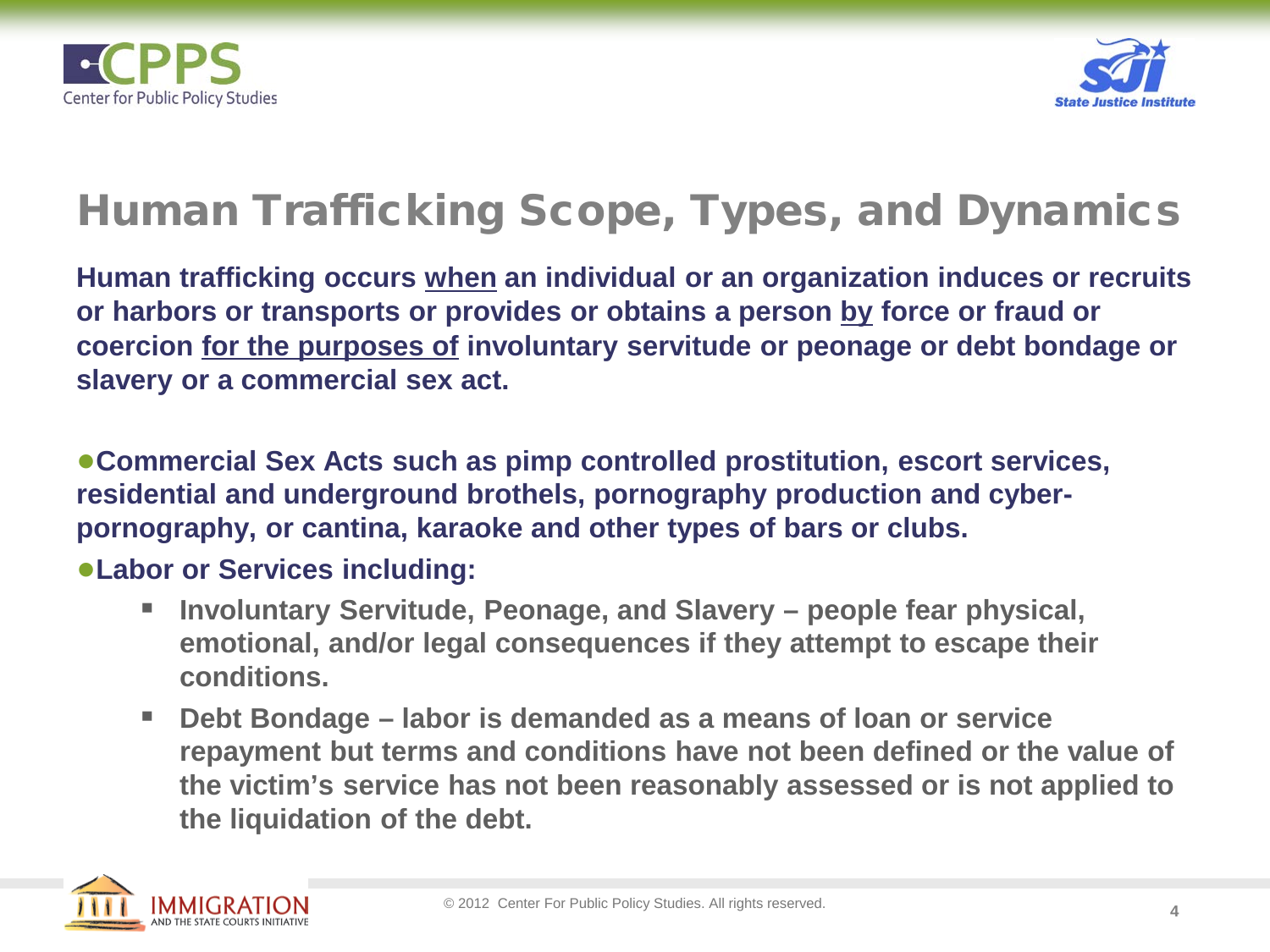# Human Trafficking Scope, Types, and Dynamics

**Human trafficking occurs <u>when</u> an individual or an organization induces or recruits or harbors or transports or provides or obtains a person <u>by</u> force or fraud or coercion <u>for the purposes of</u> involuntary servitude or peonage or debt bondage or slavery or a commercial sex act.**

- **Commercial Sex Acts such as pimp controlled prostitution, escort services, residential and underground brothels, pornography production and cyber-pornography, or cantina, karaoke and other types of bars or clubs.**
- **Labor or Services including:**
  - **Involuntary Servitude, Peonage, and Slavery – people fear physical, emotional, and/or legal consequences if they attempt to escape their conditions.**
  - **Debt Bondage – labor is demanded as a means of loan or service repayment but terms and conditions have not been defined or the value of the victim's service has not been reasonably assessed or is not applied to the liquidation of the debt.**

© 2012 Center For Public Policy Studies. All rights reserved.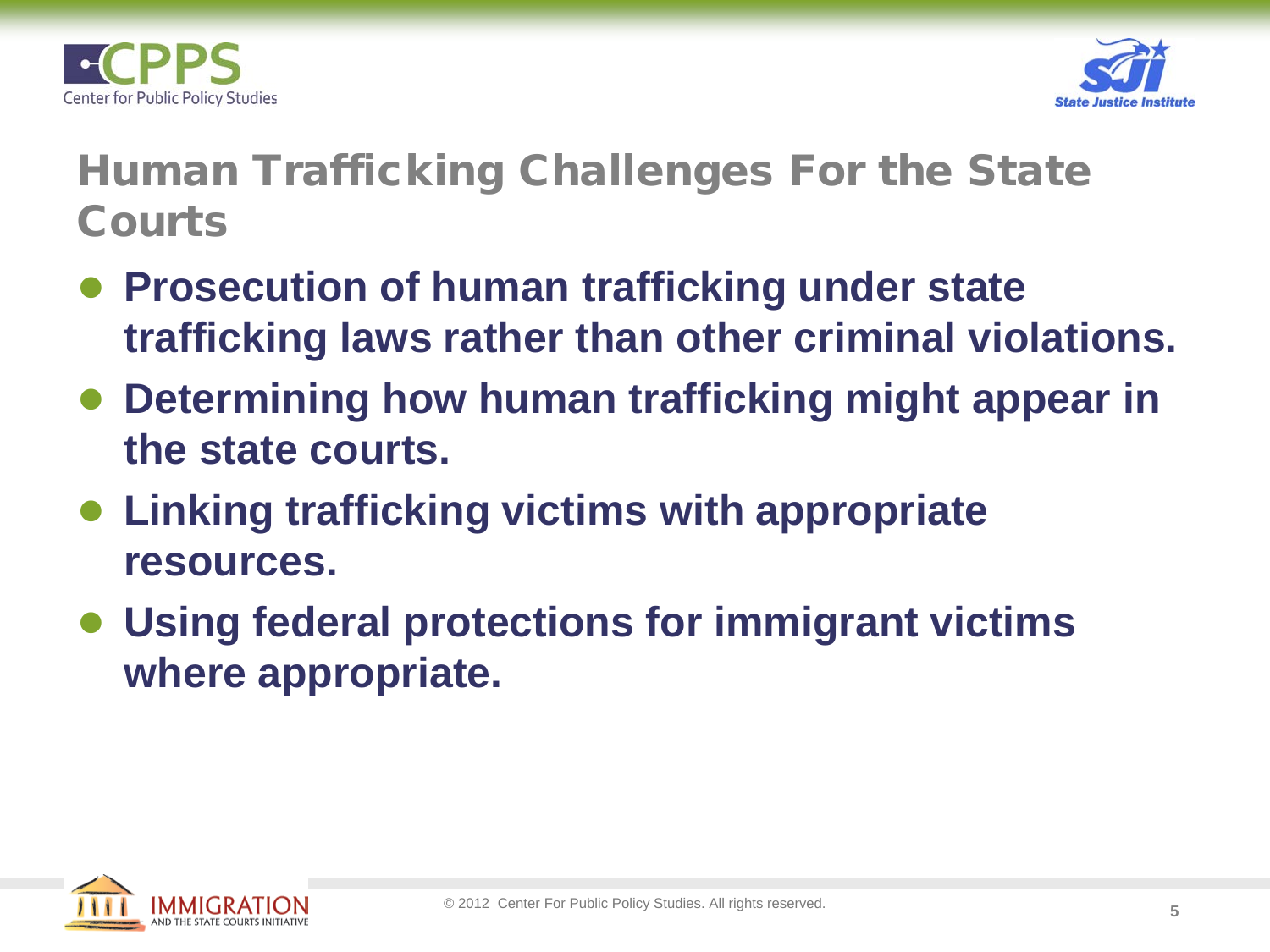# Human Trafficking Challenges For the State Courts

- **Prosecution of human trafficking under state trafficking laws rather than other criminal violations.**
- **Determining how human trafficking might appear in the state courts.**
- **Linking trafficking victims with appropriate resources.**
- **Using federal protections for immigrant victims where appropriate.**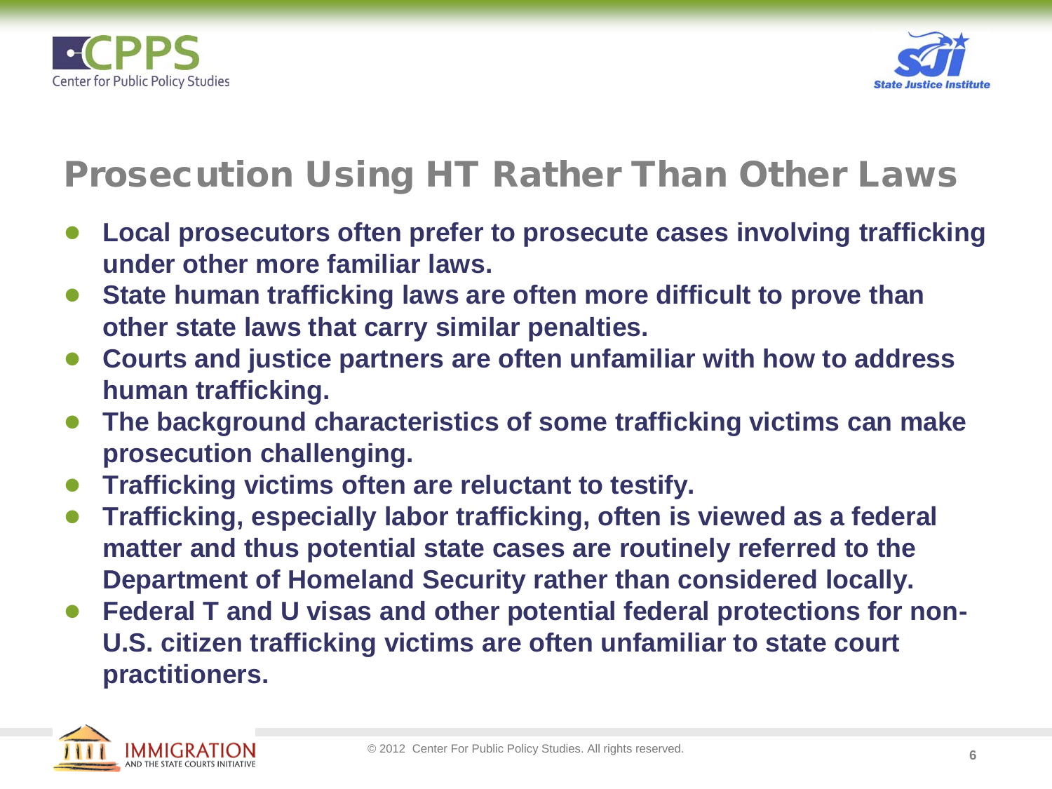# Prosecution Using HT Rather Than Other Laws

- **Local prosecutors often prefer to prosecute cases involving trafficking under other more familiar laws.**
- **State human trafficking laws are often more difficult to prove than other state laws that carry similar penalties.**
- **Courts and justice partners are often unfamiliar with how to address human trafficking.**
- **The background characteristics of some trafficking victims can make prosecution challenging.**
- **Trafficking victims often are reluctant to testify.**
- **Trafficking, especially labor trafficking, often is viewed as a federal matter and thus potential state cases are routinely referred to the Department of Homeland Security rather than considered locally.**
- **Federal T and U visas and other potential federal protections for non-U.S. citizen trafficking victims are often unfamiliar to state court practitioners.**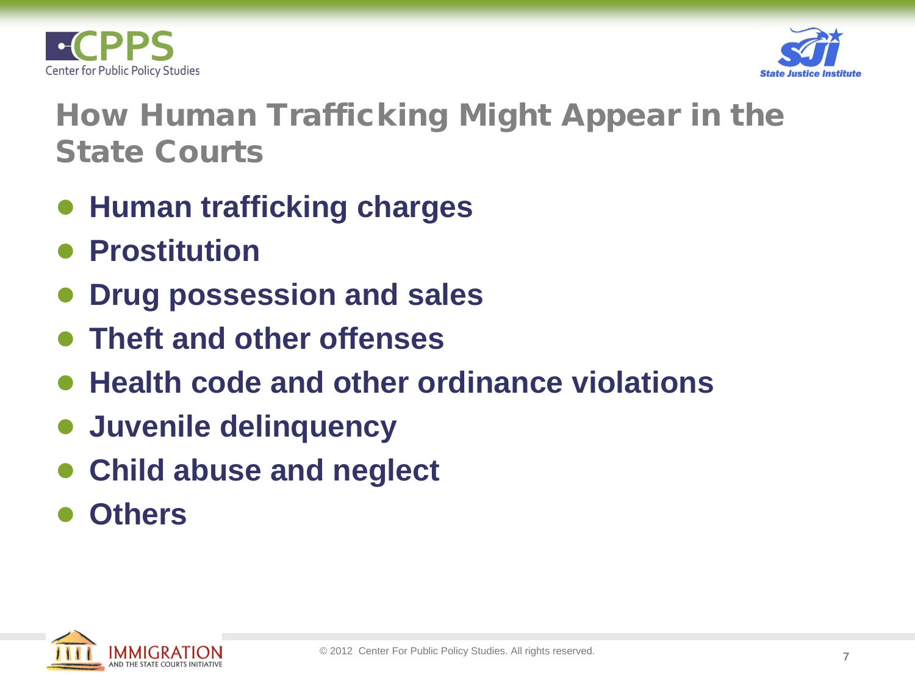# How Human Trafficking Might Appear in the State Courts

- **Human trafficking charges**
- **Prostitution**
- **Drug possession and sales**
- **Theft and other offenses**
- **Health code and other ordinance violations**
- **Juvenile delinquency**
- **Child abuse and neglect**
- **Others**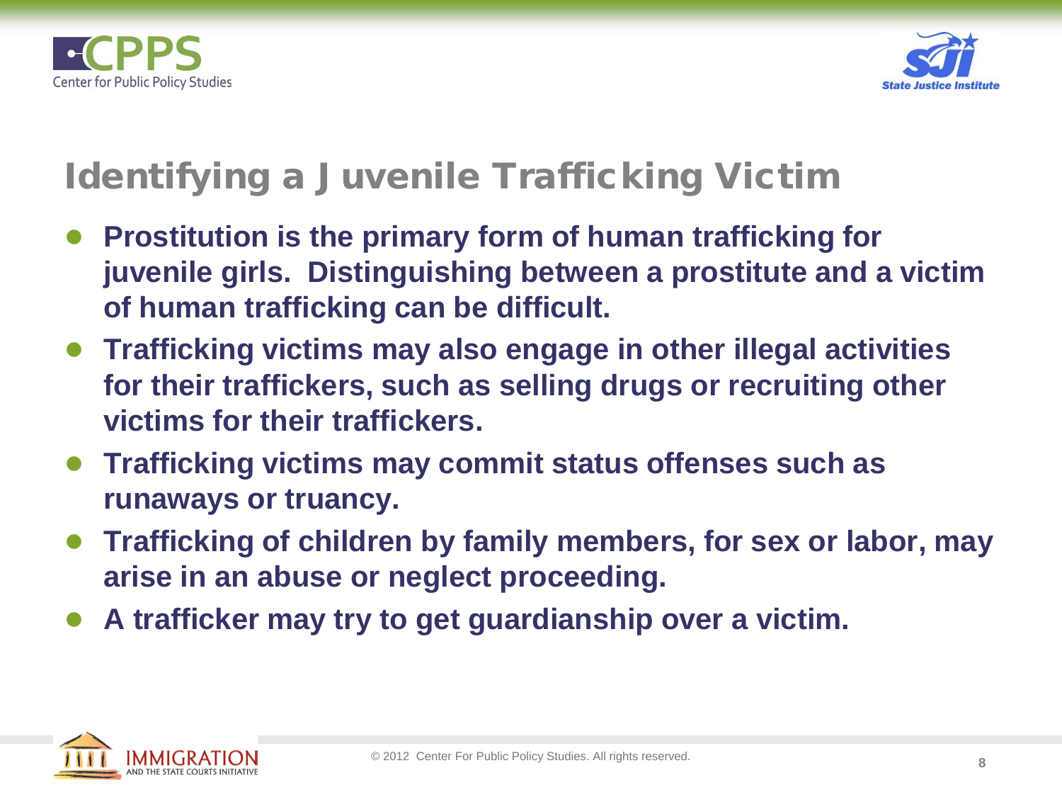# Identifying a Juvenile Trafficking Victim

- **Prostitution is the primary form of human trafficking for juvenile girls. Distinguishing between a prostitute and a victim of human trafficking can be difficult.**
- **Trafficking victims may also engage in other illegal activities for their traffickers, such as selling drugs or recruiting other victims for their traffickers.**
- **Trafficking victims may commit status offenses such as runaways or truancy.**
- **Trafficking of children by family members, for sex or labor, may arise in an abuse or neglect proceeding.**
- **A trafficker may try to get guardianship over a victim.**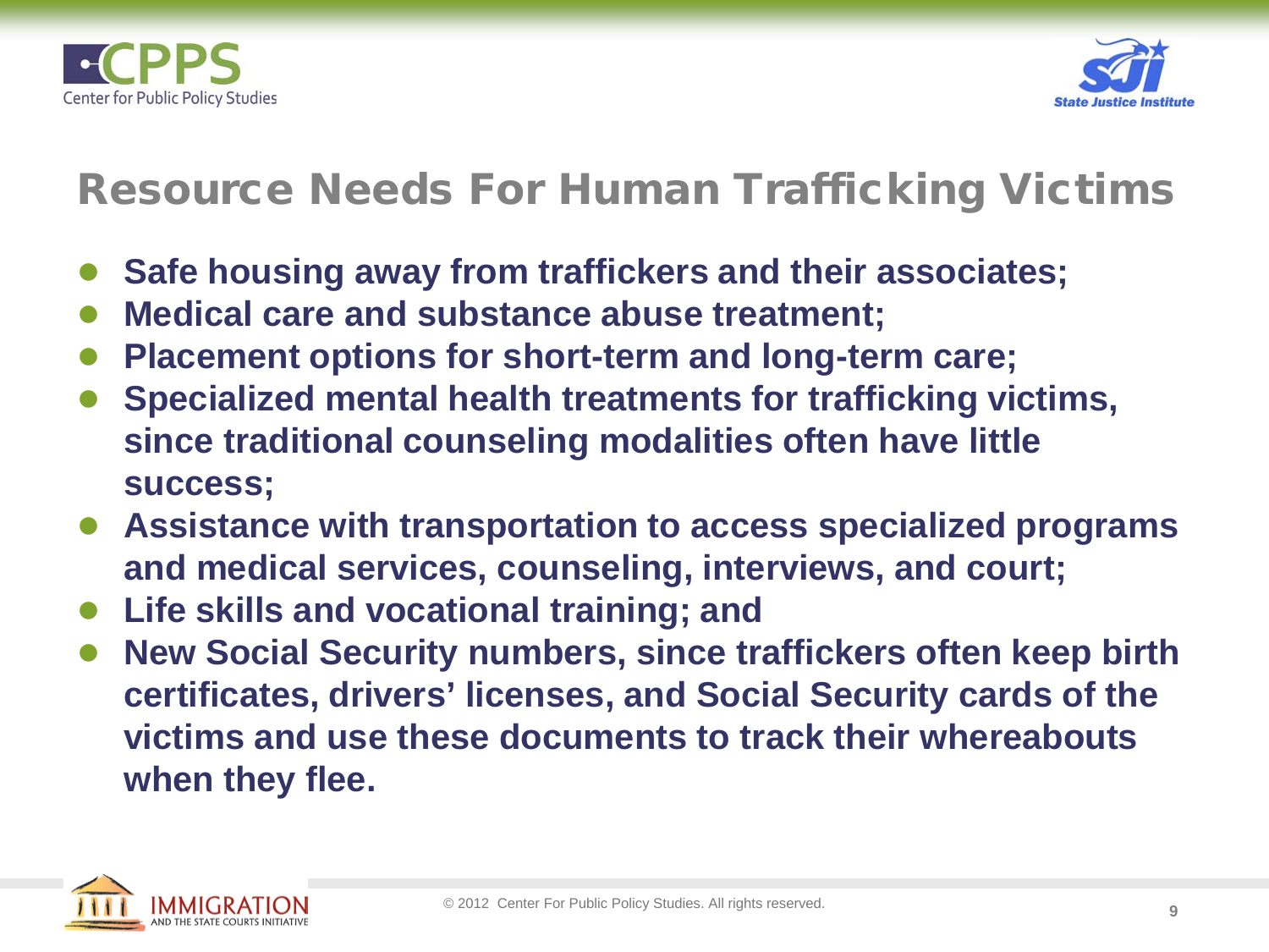# Resource Needs For Human Trafficking Victims

- **Safe housing away from traffickers and their associates;**
- **Medical care and substance abuse treatment;**
- **Placement options for short-term and long-term care;**
- **Specialized mental health treatments for trafficking victims, since traditional counseling modalities often have little success;**
- **Assistance with transportation to access specialized programs and medical services, counseling, interviews, and court;**
- **Life skills and vocational training; and**
- **New Social Security numbers, since traffickers often keep birth certificates, drivers' licenses, and Social Security cards of the victims and use these documents to track their whereabouts when they flee.**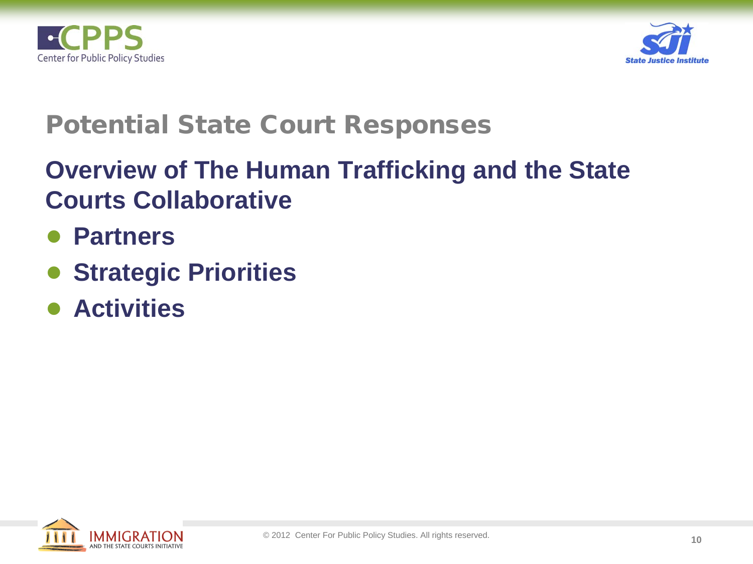# Potential State Court Responses

## Overview of The Human Trafficking and the State Courts Collaborative

- **Partners**
- **Strategic Priorities**
- **Activities**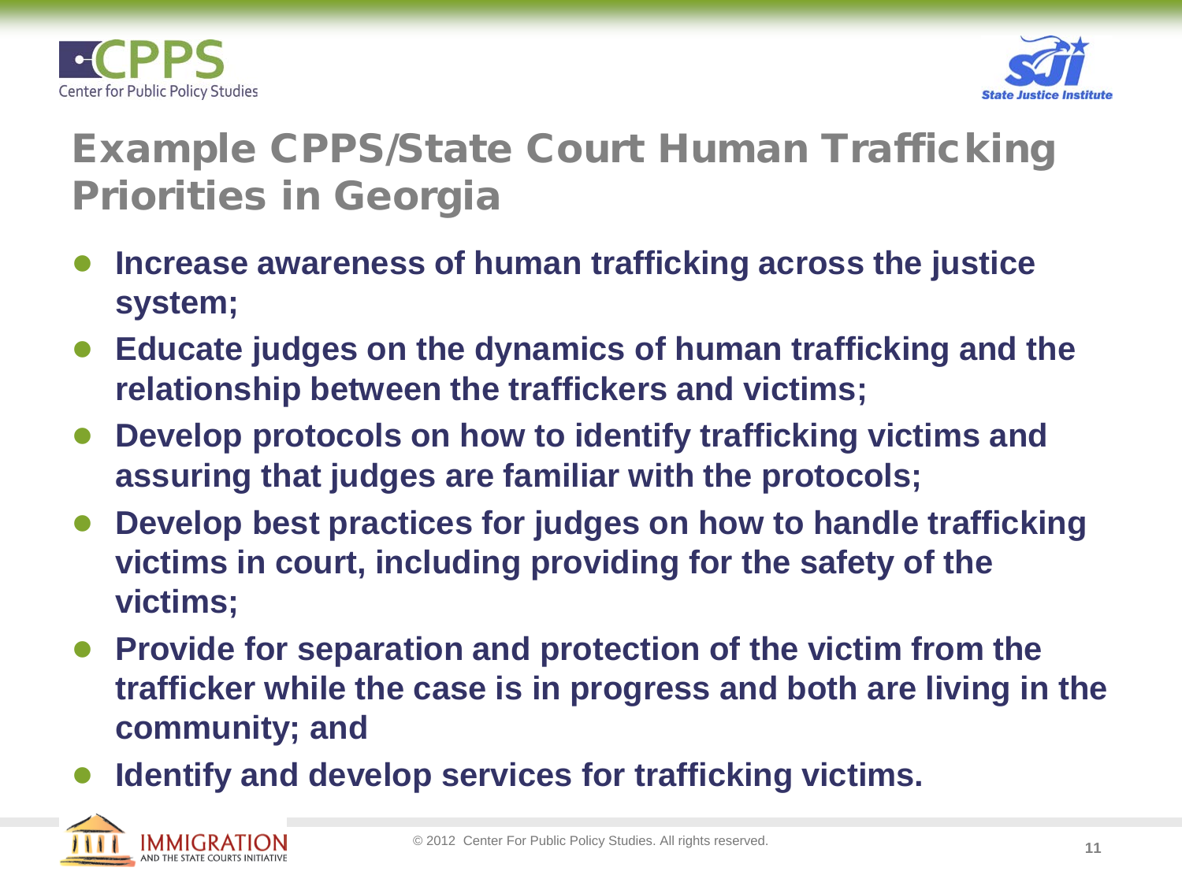# Example CPPS/State Court Human Trafficking Priorities in Georgia

- **Increase awareness of human trafficking across the justice system;**
- **Educate judges on the dynamics of human trafficking and the relationship between the traffickers and victims;**
- **Develop protocols on how to identify trafficking victims and assuring that judges are familiar with the protocols;**
- **Develop best practices for judges on how to handle trafficking victims in court, including providing for the safety of the victims;**
- **Provide for separation and protection of the victim from the trafficker while the case is in progress and both are living in the community; and**
- **Identify and develop services for trafficking victims.**

© 2012 Center For Public Policy Studies. All rights reserved.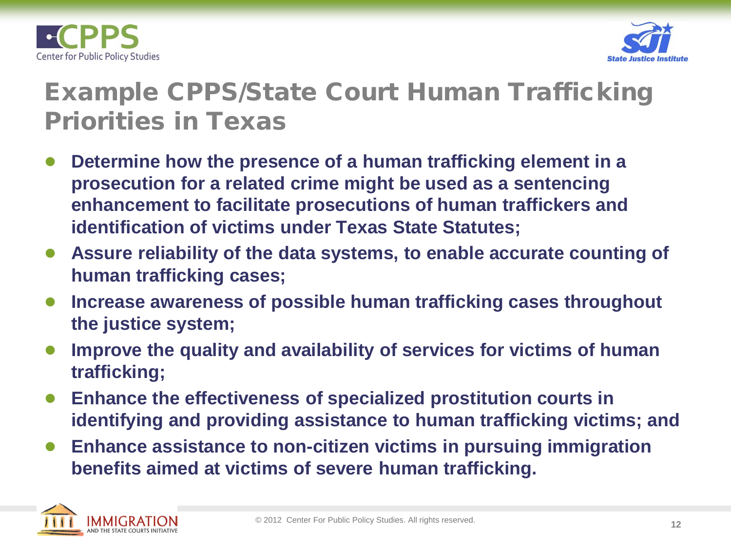# Example CPPS/State Court Human Trafficking Priorities in Texas

- **Determine how the presence of a human trafficking element in a prosecution for a related crime might be used as a sentencing enhancement to facilitate prosecutions of human traffickers and identification of victims under Texas State Statutes;**
- **Assure reliability of the data systems, to enable accurate counting of human trafficking cases;**
- **Increase awareness of possible human trafficking cases throughout the justice system;**
- **Improve the quality and availability of services for victims of human trafficking;**
- **Enhance the effectiveness of specialized prostitution courts in identifying and providing assistance to human trafficking victims; and**
- **Enhance assistance to non-citizen victims in pursuing immigration benefits aimed at victims of severe human trafficking.**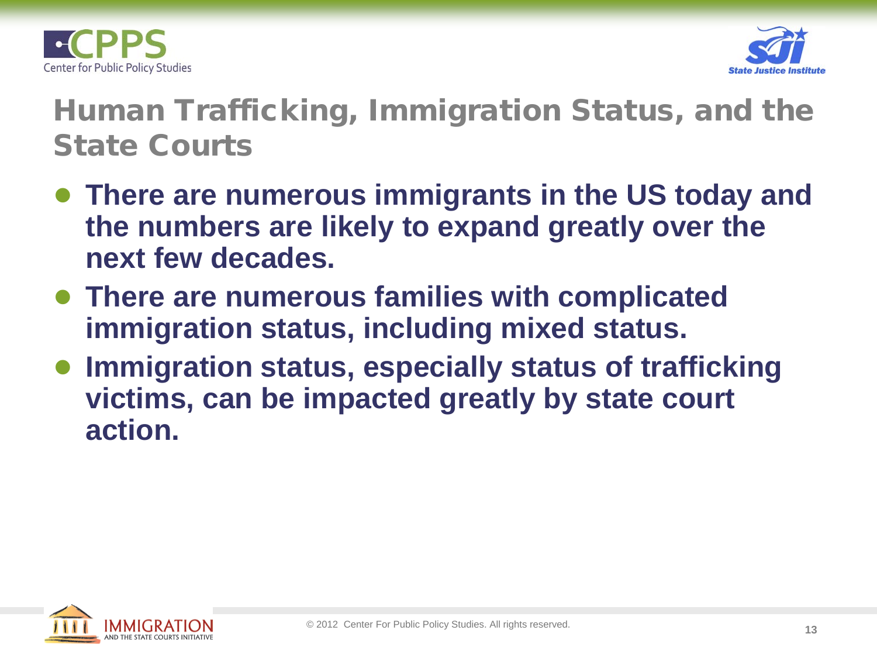# Human Trafficking, Immigration Status, and the State Courts

- **There are numerous immigrants in the US today and the numbers are likely to expand greatly over the next few decades.**
- **There are numerous families with complicated immigration status, including mixed status.**
- **Immigration status, especially status of trafficking victims, can be impacted greatly by state court action.**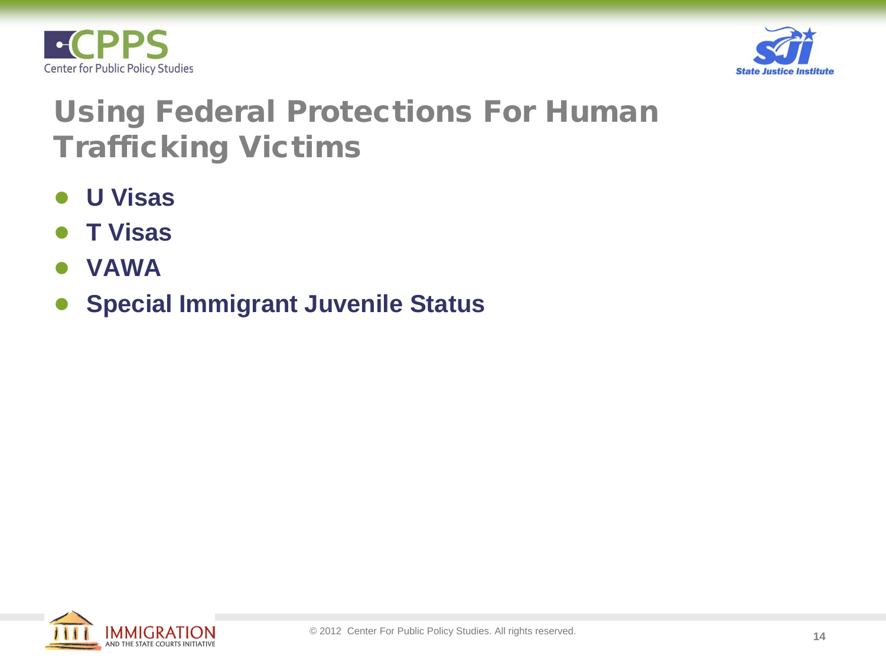# Using Federal Protections For Human Trafficking Victims

- **U Visas**
- **T Visas**
- **VAWA**
- **Special Immigrant Juvenile Status**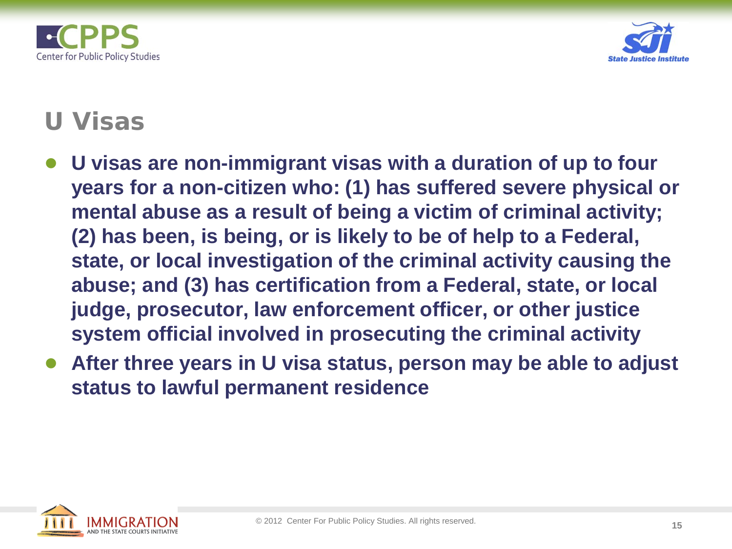# U Visas

- **U visas are non-immigrant visas with a duration of up to four years for a non-citizen who: (1) has suffered severe physical or mental abuse as a result of being a victim of criminal activity; (2) has been, is being, or is likely to be of help to a Federal, state, or local investigation of the criminal activity causing the abuse; and (3) has certification from a Federal, state, or local judge, prosecutor, law enforcement officer, or other justice system official involved in prosecuting the criminal activity**
- **After three years in U visa status, person may be able to adjust status to lawful permanent residence**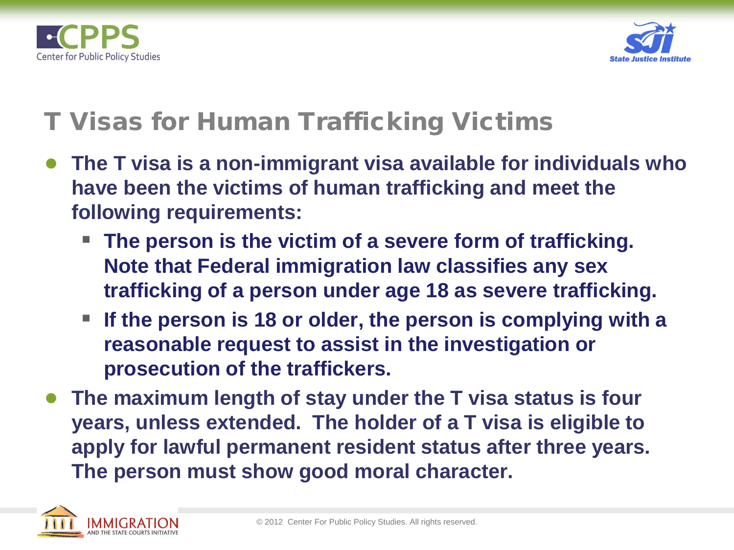# T Visas for Human Trafficking Victims

- **The T visa is a non-immigrant visa available for individuals who have been the victims of human trafficking and meet the following requirements:**
  - **The person is the victim of a severe form of trafficking. Note that Federal immigration law classifies any sex trafficking of a person under age 18 as severe trafficking.**
  - **If the person is 18 or older, the person is complying with a reasonable request to assist in the investigation or prosecution of the traffickers.**
- **The maximum length of stay under the T visa status is four years, unless extended. The holder of a T visa is eligible to apply for lawful permanent resident status after three years. The person must show good moral character.**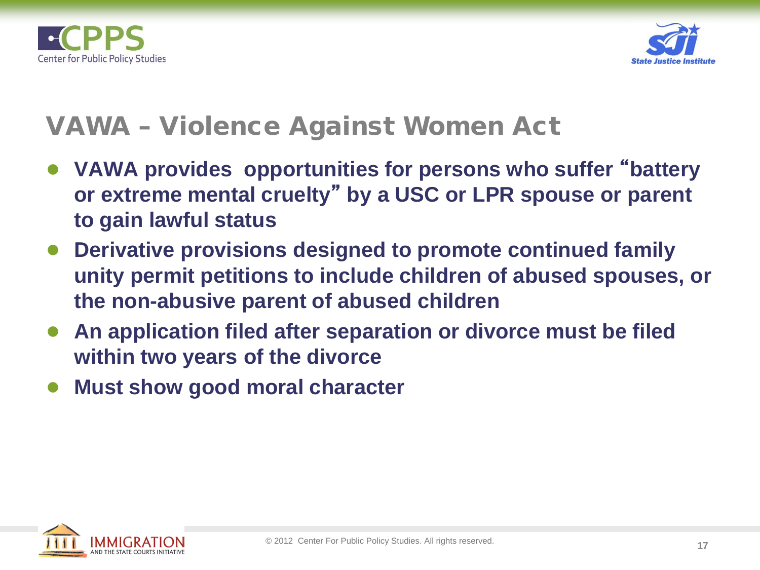# VAWA – Violence Against Women Act

- **VAWA provides opportunities for persons who suffer "battery or extreme mental cruelty" by a USC or LPR spouse or parent to gain lawful status**
- **Derivative provisions designed to promote continued family unity permit petitions to include children of abused spouses, or the non-abusive parent of abused children**
- **An application filed after separation or divorce must be filed within two years of the divorce**
- **Must show good moral character**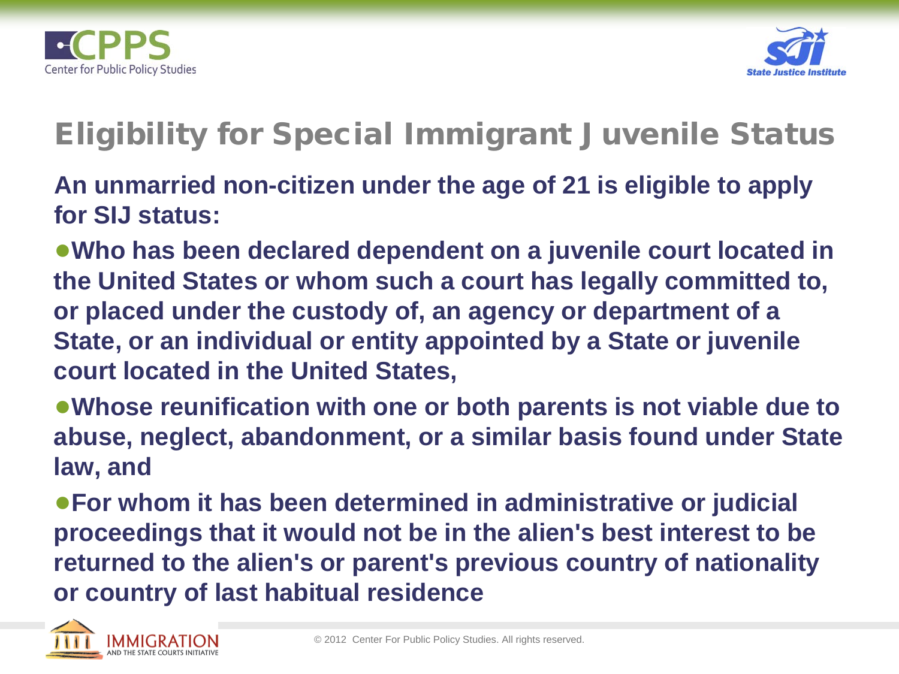# Eligibility for Special Immigrant Juvenile Status

**An unmarried non-citizen under the age of 21 is eligible to apply for SIJ status:**

- **Who has been declared dependent on a juvenile court located in the United States or whom such a court has legally committed to, or placed under the custody of, an agency or department of a State, or an individual or entity appointed by a State or juvenile court located in the United States,**
- **Whose reunification with one or both parents is not viable due to abuse, neglect, abandonment, or a similar basis found under State law, and**
- **For whom it has been determined in administrative or judicial proceedings that it would not be in the alien's best interest to be returned to the alien's or parent's previous country of nationality or country of last habitual residence**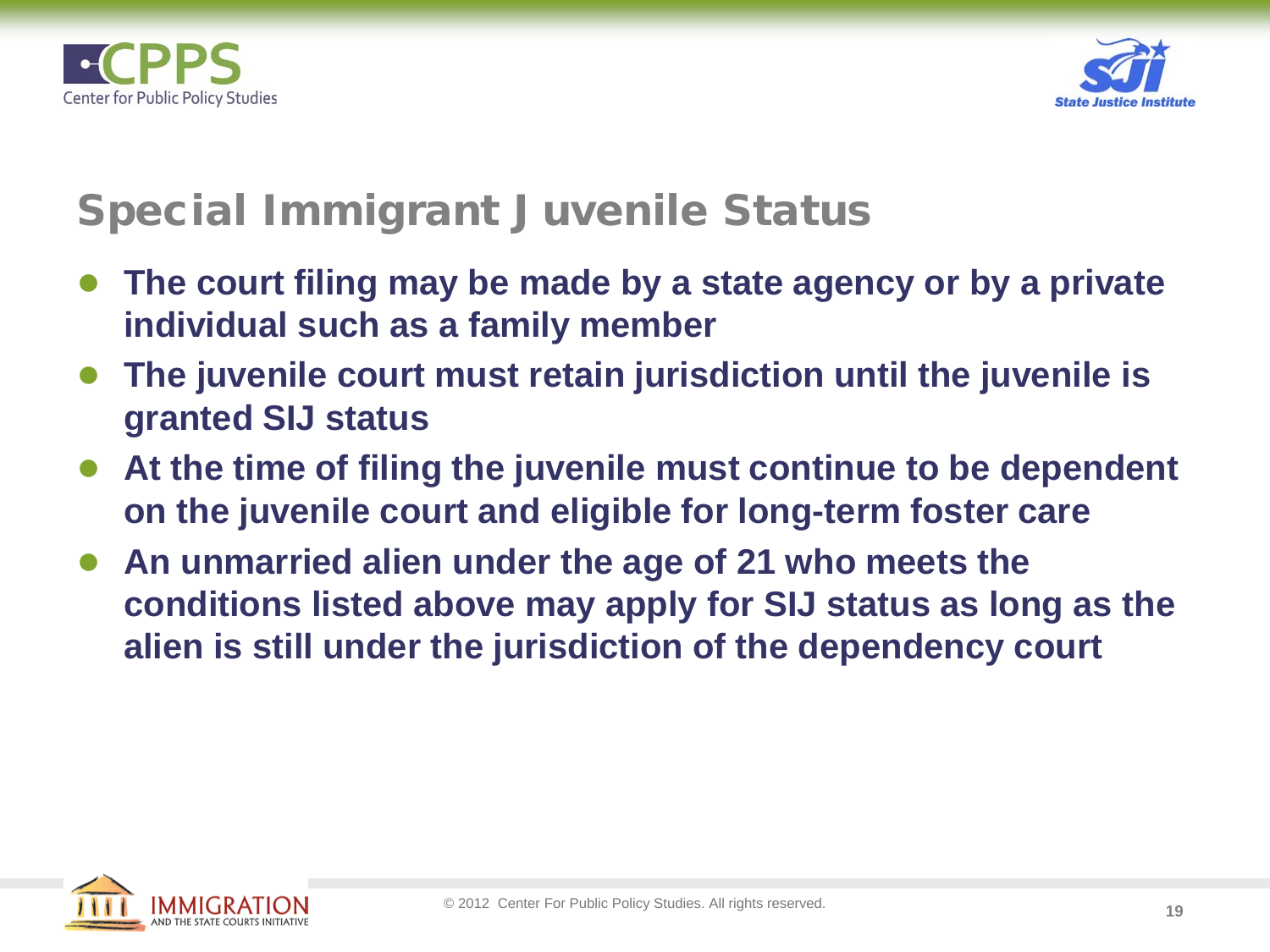# Special Immigrant Juvenile Status

- **The court filing may be made by a state agency or by a private individual such as a family member**
- **The juvenile court must retain jurisdiction until the juvenile is granted SIJ status**
- **At the time of filing the juvenile must continue to be dependent on the juvenile court and eligible for long-term foster care**
- **An unmarried alien under the age of 21 who meets the conditions listed above may apply for SIJ status as long as the alien is still under the jurisdiction of the dependency court**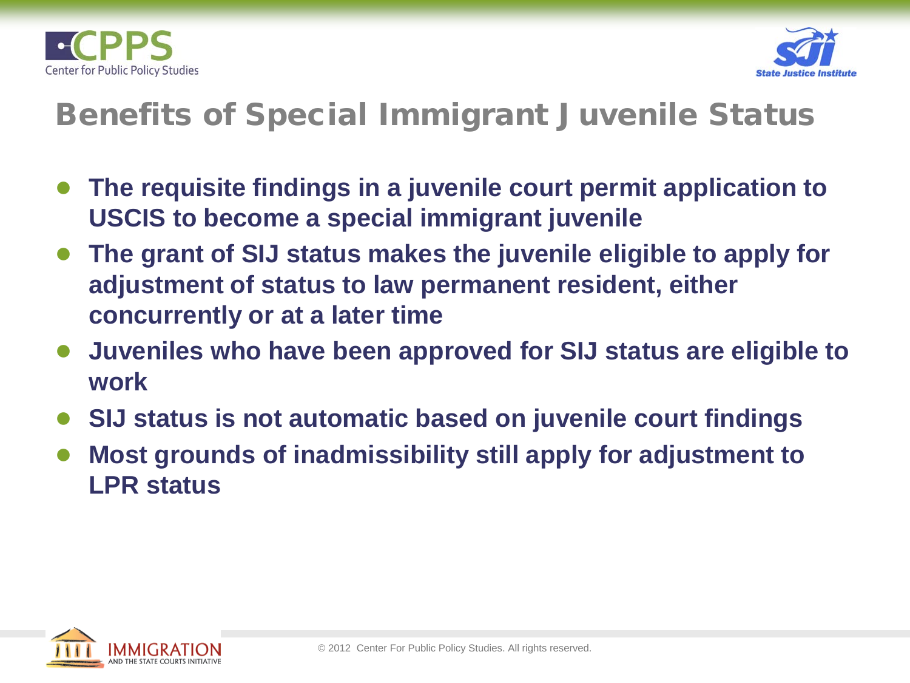# Benefits of Special Immigrant Juvenile Status

- **The requisite findings in a juvenile court permit application to USCIS to become a special immigrant juvenile**
- **The grant of SIJ status makes the juvenile eligible to apply for adjustment of status to law permanent resident, either concurrently or at a later time**
- **Juveniles who have been approved for SIJ status are eligible to work**
- **SIJ status is not automatic based on juvenile court findings**
- **Most grounds of inadmissibility still apply for adjustment to LPR status**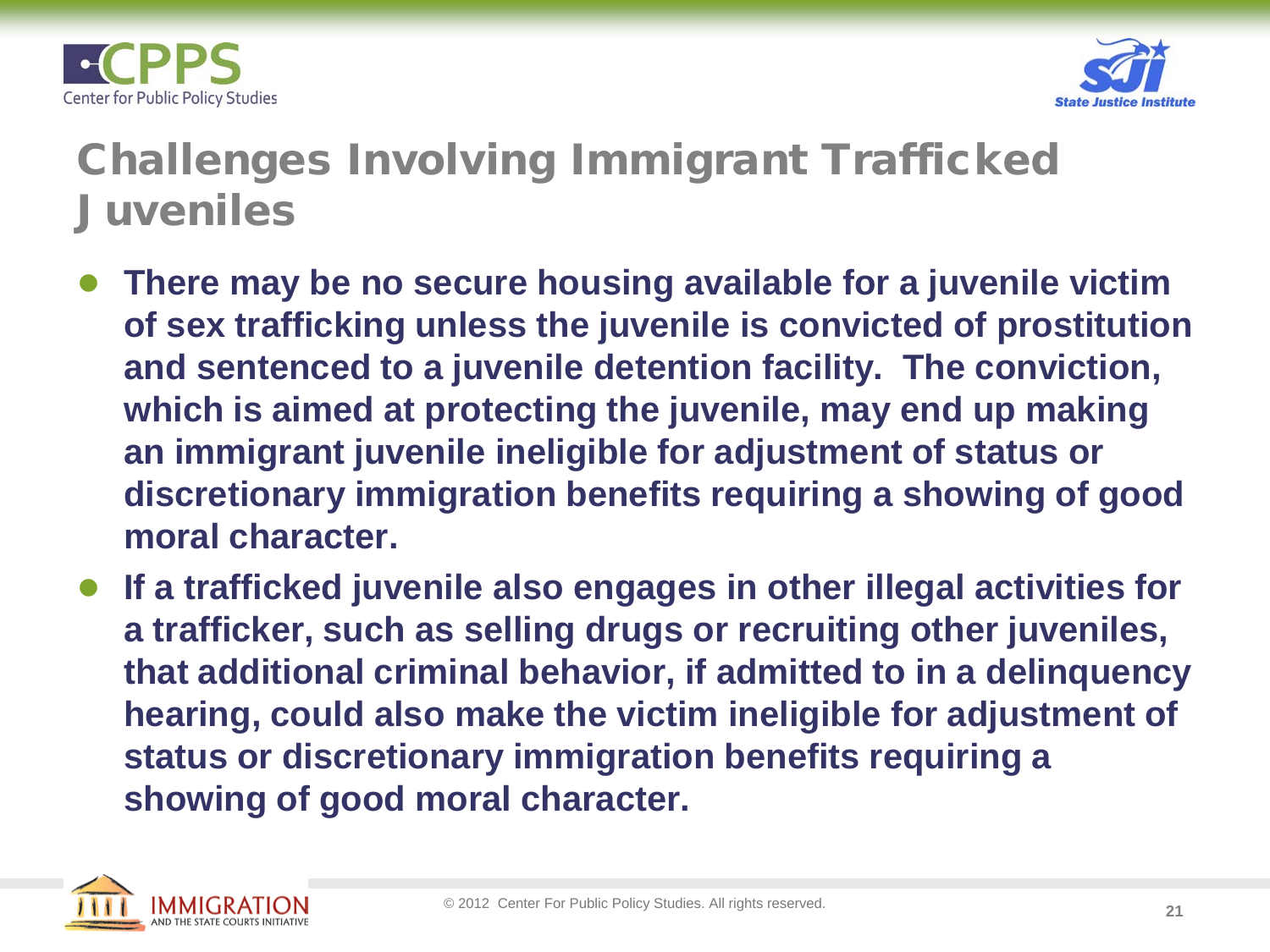# Challenges Involving Immigrant Trafficked Juveniles

- **There may be no secure housing available for a juvenile victim of sex trafficking unless the juvenile is convicted of prostitution and sentenced to a juvenile detention facility. The conviction, which is aimed at protecting the juvenile, may end up making an immigrant juvenile ineligible for adjustment of status or discretionary immigration benefits requiring a showing of good moral character.**
- **If a trafficked juvenile also engages in other illegal activities for a trafficker, such as selling drugs or recruiting other juveniles, that additional criminal behavior, if admitted to in a delinquency hearing, could also make the victim ineligible for adjustment of status or discretionary immigration benefits requiring a showing of good moral character.**

© 2012 Center For Public Policy Studies. All rights reserved.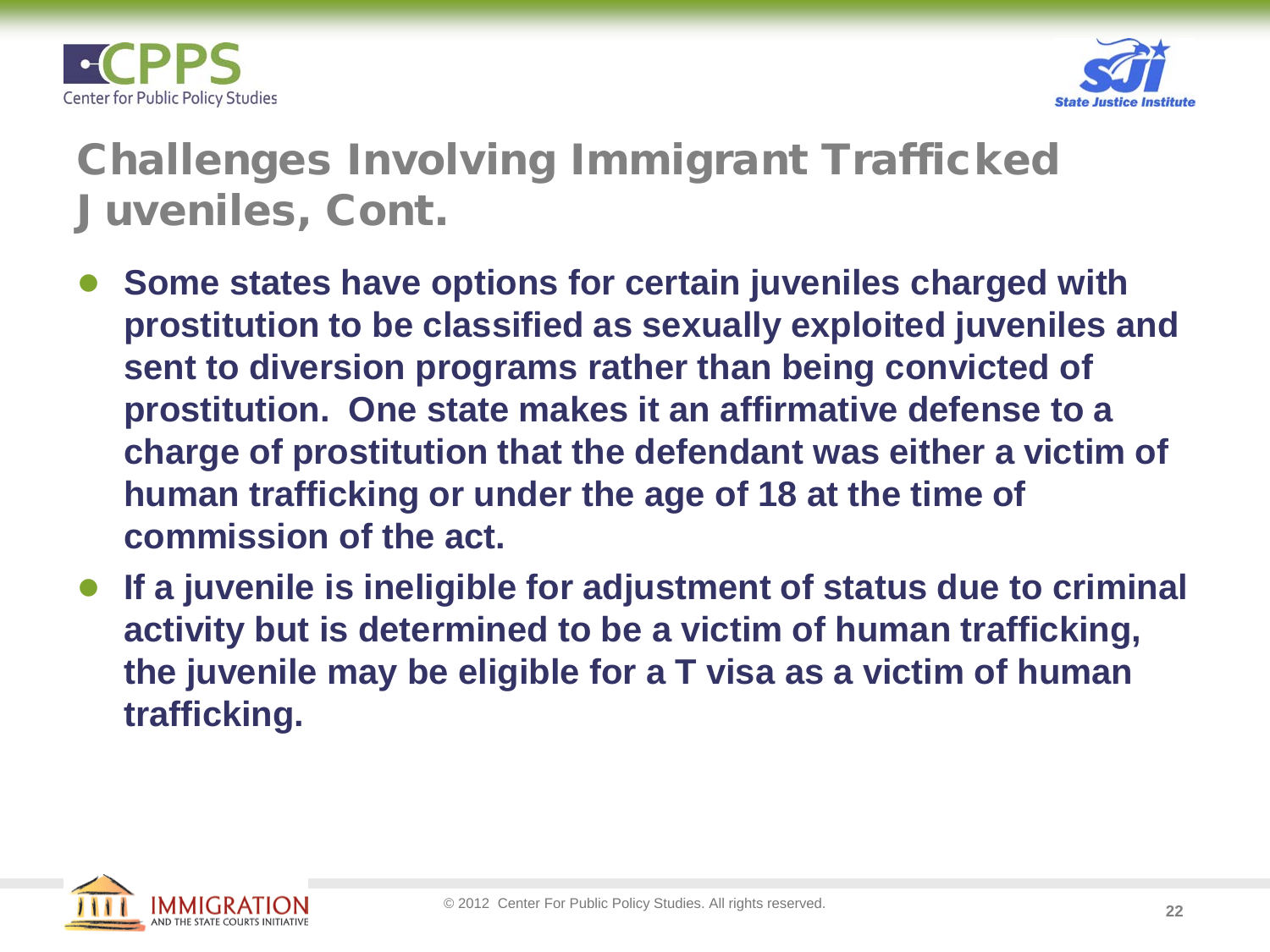# Challenges Involving Immigrant Trafficked Juveniles, Cont.

- **Some states have options for certain juveniles charged with prostitution to be classified as sexually exploited juveniles and sent to diversion programs rather than being convicted of prostitution. One state makes it an affirmative defense to a charge of prostitution that the defendant was either a victim of human trafficking or under the age of 18 at the time of commission of the act.**
- **If a juvenile is ineligible for adjustment of status due to criminal activity but is determined to be a victim of human trafficking, the juvenile may be eligible for a T visa as a victim of human trafficking.**

© 2012 Center For Public Policy Studies. All rights reserved.